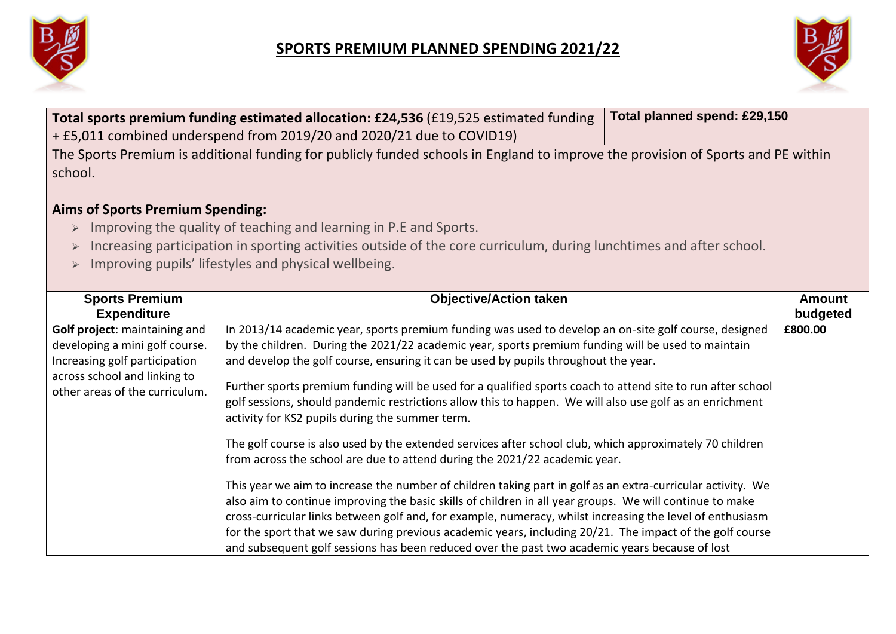# SPORTS PREMIUM PLANNED SPENDING 2021/22

| **Total sports premium funding estimated allocation: £24,536** (£19,525 estimated funding + £5,011 combined underspend from 2019/20 and 2020/21 due to COVID19) | **Total planned spend: £29,150** |
|---|---|

The Sports Premium is additional funding for publicly funded schools in England to improve the provision of Sports and PE within school.

**Aims of Sports Premium Spending:**

- Improving the quality of teaching and learning in P.E and Sports.
- Increasing participation in sporting activities outside of the core curriculum, during lunchtimes and after school.
- Improving pupils' lifestyles and physical wellbeing.

| Sports Premium Expenditure | Objective/Action taken | Amount budgeted |
|---|---|---|
| **Golf project**: maintaining and developing a mini golf course. Increasing golf participation across school and linking to other areas of the curriculum. | In 2013/14 academic year, sports premium funding was used to develop an on-site golf course, designed by the children. During the 2021/22 academic year, sports premium funding will be used to maintain and develop the golf course, ensuring it can be used by pupils throughout the year.<br><br>Further sports premium funding will be used for a qualified sports coach to attend site to run after school golf sessions, should pandemic restrictions allow this to happen. We will also use golf as an enrichment activity for KS2 pupils during the summer term.<br><br>The golf course is also used by the extended services after school club, which approximately 70 children from across the school are due to attend during the 2021/22 academic year.<br><br>This year we aim to increase the number of children taking part in golf as an extra-curricular activity. We also aim to continue improving the basic skills of children in all year groups. We will continue to make cross-curricular links between golf and, for example, numeracy, whilst increasing the level of enthusiasm for the sport that we saw during previous academic years, including 20/21. The impact of the golf course and subsequent golf sessions has been reduced over the past two academic years because of lost | **£800.00** |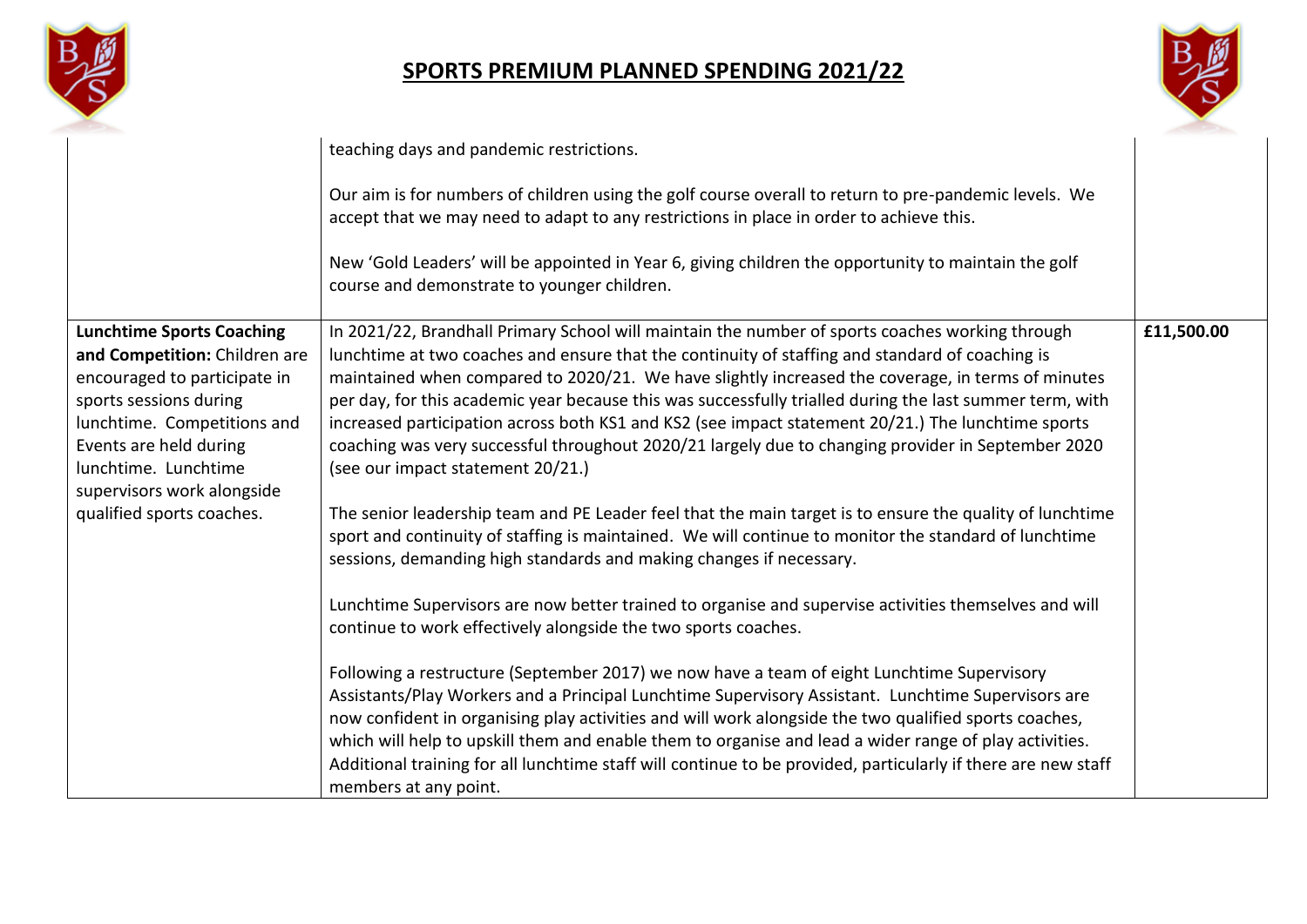# SPORTS PREMIUM PLANNED SPENDING 2021/22

| | | |
|---|---|---|
| | teaching days and pandemic restrictions.<br><br>Our aim is for numbers of children using the golf course overall to return to pre-pandemic levels. We accept that we may need to adapt to any restrictions in place in order to achieve this.<br><br>New 'Gold Leaders' will be appointed in Year 6, giving children the opportunity to maintain the golf course and demonstrate to younger children. | |
| **Lunchtime Sports Coaching and Competition:** Children are encouraged to participate in sports sessions during lunchtime. Competitions and Events are held during lunchtime. Lunchtime supervisors work alongside qualified sports coaches. | In 2021/22, Brandhall Primary School will maintain the number of sports coaches working through lunchtime at two coaches and ensure that the continuity of staffing and standard of coaching is maintained when compared to 2020/21. We have slightly increased the coverage, in terms of minutes per day, for this academic year because this was successfully trialled during the last summer term, with increased participation across both KS1 and KS2 (see impact statement 20/21.) The lunchtime sports coaching was very successful throughout 2020/21 largely due to changing provider in September 2020 (see our impact statement 20/21.)<br><br>The senior leadership team and PE Leader feel that the main target is to ensure the quality of lunchtime sport and continuity of staffing is maintained. We will continue to monitor the standard of lunchtime sessions, demanding high standards and making changes if necessary.<br><br>Lunchtime Supervisors are now better trained to organise and supervise activities themselves and will continue to work effectively alongside the two sports coaches.<br><br>Following a restructure (September 2017) we now have a team of eight Lunchtime Supervisory Assistants/Play Workers and a Principal Lunchtime Supervisory Assistant. Lunchtime Supervisors are now confident in organising play activities and will work alongside the two qualified sports coaches, which will help to upskill them and enable them to organise and lead a wider range of play activities. Additional training for all lunchtime staff will continue to be provided, particularly if there are new staff members at any point. | **£11,500.00** |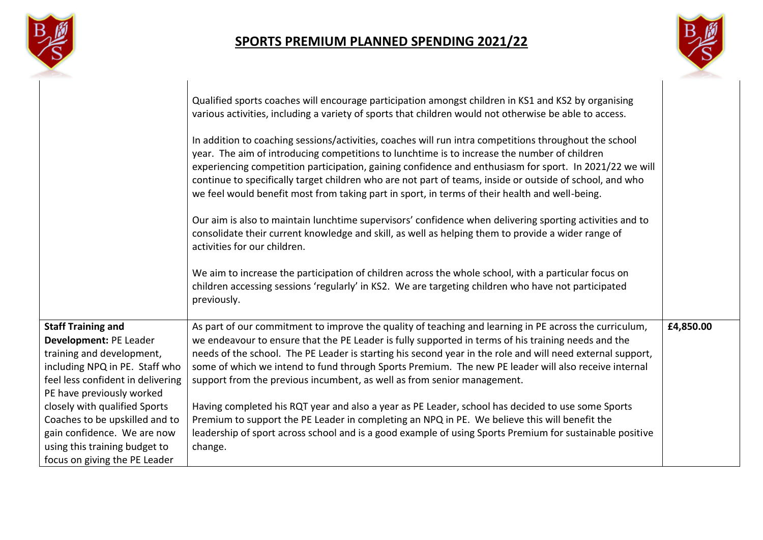## SPORTS PREMIUM PLANNED SPENDING 2021/22

| | | |
|---|---|---|
| | Qualified sports coaches will encourage participation amongst children in KS1 and KS2 by organising various activities, including a variety of sports that children would not otherwise be able to access.<br><br>In addition to coaching sessions/activities, coaches will run intra competitions throughout the school year. The aim of introducing competitions to lunchtime is to increase the number of children experiencing competition participation, gaining confidence and enthusiasm for sport. In 2021/22 we will continue to specifically target children who are not part of teams, inside or outside of school, and who we feel would benefit most from taking part in sport, in terms of their health and well-being.<br><br>Our aim is also to maintain lunchtime supervisors' confidence when delivering sporting activities and to consolidate their current knowledge and skill, as well as helping them to provide a wider range of activities for our children.<br><br>We aim to increase the participation of children across the whole school, with a particular focus on children accessing sessions 'regularly' in KS2. We are targeting children who have not participated previously. | |
| **Staff Training and Development:** PE Leader training and development, including NPQ in PE. Staff who feel less confident in delivering PE have previously worked closely with qualified Sports Coaches to be upskilled and to gain confidence. We are now using this training budget to focus on giving the PE Leader | As part of our commitment to improve the quality of teaching and learning in PE across the curriculum, we endeavour to ensure that the PE Leader is fully supported in terms of his training needs and the needs of the school. The PE Leader is starting his second year in the role and will need external support, some of which we intend to fund through Sports Premium. The new PE leader will also receive internal support from the previous incumbent, as well as from senior management.<br><br>Having completed his RQT year and also a year as PE Leader, school has decided to use some Sports Premium to support the PE Leader in completing an NPQ in PE. We believe this will benefit the leadership of sport across school and is a good example of using Sports Premium for sustainable positive change. | **£4,850.00** |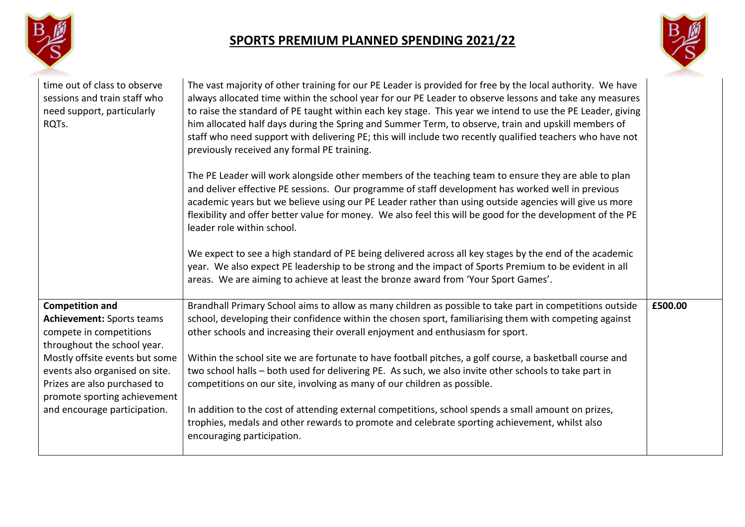# SPORTS PREMIUM PLANNED SPENDING 2021/22

| | | |
|---|---|---|
| time out of class to observe sessions and train staff who need support, particularly RQTs. | The vast majority of other training for our PE Leader is provided for free by the local authority. We have always allocated time within the school year for our PE Leader to observe lessons and take any measures to raise the standard of PE taught within each key stage. This year we intend to use the PE Leader, giving him allocated half days during the Spring and Summer Term, to observe, train and upskill members of staff who need support with delivering PE; this will include two recently qualified teachers who have not previously received any formal PE training.<br><br>The PE Leader will work alongside other members of the teaching team to ensure they are able to plan and deliver effective PE sessions. Our programme of staff development has worked well in previous academic years but we believe using our PE Leader rather than using outside agencies will give us more flexibility and offer better value for money. We also feel this will be good for the development of the PE leader role within school.<br><br>We expect to see a high standard of PE being delivered across all key stages by the end of the academic year. We also expect PE leadership to be strong and the impact of Sports Premium to be evident in all areas. We are aiming to achieve at least the bronze award from 'Your Sport Games'. | |
| **Competition and Achievement:** Sports teams compete in competitions throughout the school year. Mostly offsite events but some events also organised on site. Prizes are also purchased to promote sporting achievement and encourage participation. | Brandhall Primary School aims to allow as many children as possible to take part in competitions outside school, developing their confidence within the chosen sport, familiarising them with competing against other schools and increasing their overall enjoyment and enthusiasm for sport.<br><br>Within the school site we are fortunate to have football pitches, a golf course, a basketball course and two school halls – both used for delivering PE. As such, we also invite other schools to take part in competitions on our site, involving as many of our children as possible.<br><br>In addition to the cost of attending external competitions, school spends a small amount on prizes, trophies, medals and other rewards to promote and celebrate sporting achievement, whilst also encouraging participation. | **£500.00** |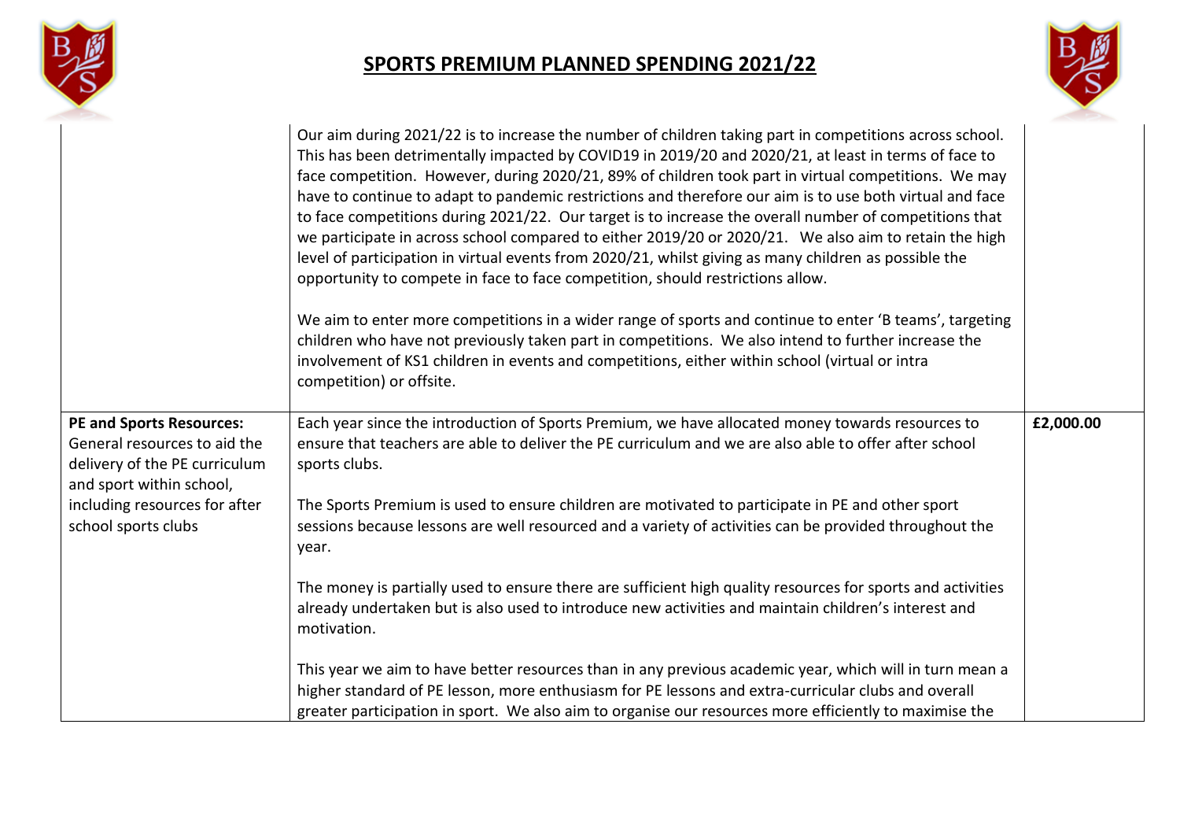# SPORTS PREMIUM PLANNED SPENDING 2021/22

| | | |
|---|---|---|
| | Our aim during 2021/22 is to increase the number of children taking part in competitions across school. This has been detrimentally impacted by COVID19 in 2019/20 and 2020/21, at least in terms of face to face competition. However, during 2020/21, 89% of children took part in virtual competitions. We may have to continue to adapt to pandemic restrictions and therefore our aim is to use both virtual and face to face competitions during 2021/22. Our target is to increase the overall number of competitions that we participate in across school compared to either 2019/20 or 2020/21. We also aim to retain the high level of participation in virtual events from 2020/21, whilst giving as many children as possible the opportunity to compete in face to face competition, should restrictions allow.<br><br>We aim to enter more competitions in a wider range of sports and continue to enter 'B teams', targeting children who have not previously taken part in competitions. We also intend to further increase the involvement of KS1 children in events and competitions, either within school (virtual or intra competition) or offsite. | |
| **PE and Sports Resources:** General resources to aid the delivery of the PE curriculum and sport within school, including resources for after school sports clubs | Each year since the introduction of Sports Premium, we have allocated money towards resources to ensure that teachers are able to deliver the PE curriculum and we are also able to offer after school sports clubs.<br><br>The Sports Premium is used to ensure children are motivated to participate in PE and other sport sessions because lessons are well resourced and a variety of activities can be provided throughout the year.<br><br>The money is partially used to ensure there are sufficient high quality resources for sports and activities already undertaken but is also used to introduce new activities and maintain children's interest and motivation.<br><br>This year we aim to have better resources than in any previous academic year, which will in turn mean a higher standard of PE lesson, more enthusiasm for PE lessons and extra-curricular clubs and overall greater participation in sport. We also aim to organise our resources more efficiently to maximise the | **£2,000.00** |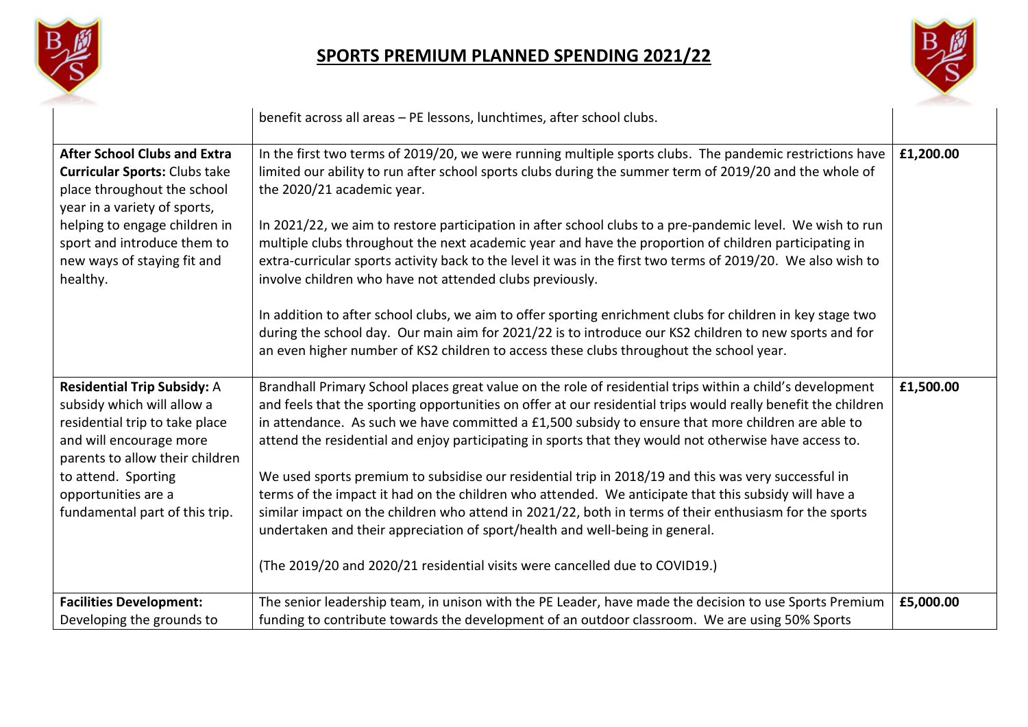# SPORTS PREMIUM PLANNED SPENDING 2021/22

| | | |
|---|---|---|
| | benefit across all areas – PE lessons, lunchtimes, after school clubs. | |
| **After School Clubs and Extra Curricular Sports:** Clubs take place throughout the school year in a variety of sports, helping to engage children in sport and introduce them to new ways of staying fit and healthy. | In the first two terms of 2019/20, we were running multiple sports clubs. The pandemic restrictions have limited our ability to run after school sports clubs during the summer term of 2019/20 and the whole of the 2020/21 academic year.<br><br>In 2021/22, we aim to restore participation in after school clubs to a pre-pandemic level. We wish to run multiple clubs throughout the next academic year and have the proportion of children participating in extra-curricular sports activity back to the level it was in the first two terms of 2019/20. We also wish to involve children who have not attended clubs previously.<br><br>In addition to after school clubs, we aim to offer sporting enrichment clubs for children in key stage two during the school day. Our main aim for 2021/22 is to introduce our KS2 children to new sports and for an even higher number of KS2 children to access these clubs throughout the school year. | **£1,200.00** |
| **Residential Trip Subsidy:** A subsidy which will allow a residential trip to take place and will encourage more parents to allow their children to attend. Sporting opportunities are a fundamental part of this trip. | Brandhall Primary School places great value on the role of residential trips within a child's development and feels that the sporting opportunities on offer at our residential trips would really benefit the children in attendance. As such we have committed a £1,500 subsidy to ensure that more children are able to attend the residential and enjoy participating in sports that they would not otherwise have access to.<br><br>We used sports premium to subsidise our residential trip in 2018/19 and this was very successful in terms of the impact it had on the children who attended. We anticipate that this subsidy will have a similar impact on the children who attend in 2021/22, both in terms of their enthusiasm for the sports undertaken and their appreciation of sport/health and well-being in general.<br><br>(The 2019/20 and 2020/21 residential visits were cancelled due to COVID19.) | **£1,500.00** |
| **Facilities Development:** Developing the grounds to | The senior leadership team, in unison with the PE Leader, have made the decision to use Sports Premium funding to contribute towards the development of an outdoor classroom. We are using 50% Sports | **£5,000.00** |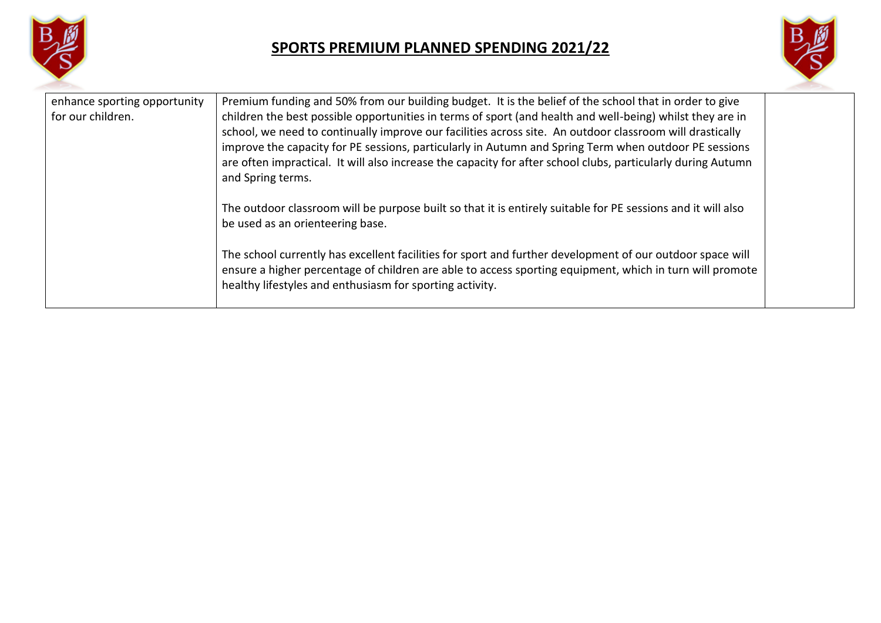# SPORTS PREMIUM PLANNED SPENDING 2021/22

| | | |
|---|---|---|
| enhance sporting opportunity for our children. | Premium funding and 50% from our building budget. It is the belief of the school that in order to give children the best possible opportunities in terms of sport (and health and well-being) whilst they are in school, we need to continually improve our facilities across site. An outdoor classroom will drastically improve the capacity for PE sessions, particularly in Autumn and Spring Term when outdoor PE sessions are often impractical. It will also increase the capacity for after school clubs, particularly during Autumn and Spring terms.<br><br>The outdoor classroom will be purpose built so that it is entirely suitable for PE sessions and it will also be used as an orienteering base.<br><br>The school currently has excellent facilities for sport and further development of our outdoor space will ensure a higher percentage of children are able to access sporting equipment, which in turn will promote healthy lifestyles and enthusiasm for sporting activity. | |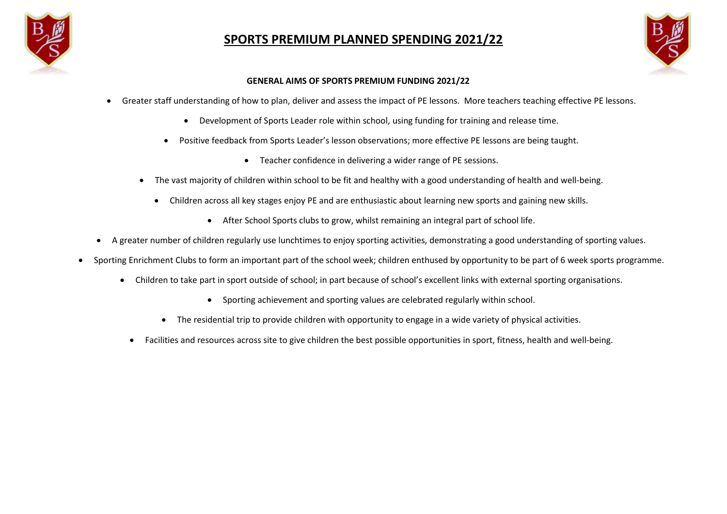# SPORTS PREMIUM PLANNED SPENDING 2021/22

**GENERAL AIMS OF SPORTS PREMIUM FUNDING 2021/22**

- Greater staff understanding of how to plan, deliver and assess the impact of PE lessons. More teachers teaching effective PE lessons.
- Development of Sports Leader role within school, using funding for training and release time.
- Positive feedback from Sports Leader's lesson observations; more effective PE lessons are being taught.
- Teacher confidence in delivering a wider range of PE sessions.
- The vast majority of children within school to be fit and healthy with a good understanding of health and well-being.
- Children across all key stages enjoy PE and are enthusiastic about learning new sports and gaining new skills.
- After School Sports clubs to grow, whilst remaining an integral part of school life.
- A greater number of children regularly use lunchtimes to enjoy sporting activities, demonstrating a good understanding of sporting values.
- Sporting Enrichment Clubs to form an important part of the school week; children enthused by opportunity to be part of 6 week sports programme.
- Children to take part in sport outside of school; in part because of school's excellent links with external sporting organisations.
- Sporting achievement and sporting values are celebrated regularly within school.
- The residential trip to provide children with opportunity to engage in a wide variety of physical activities.
- Facilities and resources across site to give children the best possible opportunities in sport, fitness, health and well-being.